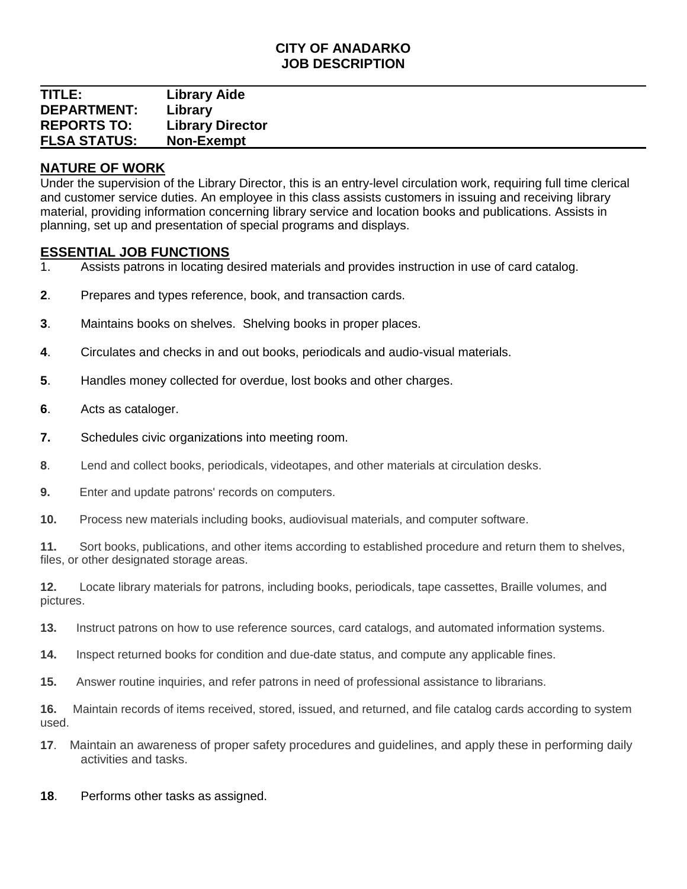**CITY OF ANADARKO**
**JOB DESCRIPTION**

| | |
|---|---|
| **TITLE:** | **Library Aide** |
| **DEPARTMENT:** | **Library** |
| **REPORTS TO:** | **Library Director** |
| **FLSA STATUS:** | **Non-Exempt** |

## NATURE OF WORK

Under the supervision of the Library Director, this is an entry-level circulation work, requiring full time clerical and customer service duties. An employee in this class assists customers in issuing and receiving library material, providing information concerning library service and location books and publications. Assists in planning, set up and presentation of special programs and displays.

## ESSENTIAL JOB FUNCTIONS

1. Assists patrons in locating desired materials and provides instruction in use of card catalog.

2. Prepares and types reference, book, and transaction cards.

3. Maintains books on shelves. Shelving books in proper places.

4. Circulates and checks in and out books, periodicals and audio-visual materials.

5. Handles money collected for overdue, lost books and other charges.

6. Acts as cataloger.

7. Schedules civic organizations into meeting room.

8. Lend and collect books, periodicals, videotapes, and other materials at circulation desks.

9. Enter and update patrons' records on computers.

10. Process new materials including books, audiovisual materials, and computer software.

11. Sort books, publications, and other items according to established procedure and return them to shelves, files, or other designated storage areas.

12. Locate library materials for patrons, including books, periodicals, tape cassettes, Braille volumes, and pictures.

13. Instruct patrons on how to use reference sources, card catalogs, and automated information systems.

14. Inspect returned books for condition and due-date status, and compute any applicable fines.

15. Answer routine inquiries, and refer patrons in need of professional assistance to librarians.

16. Maintain records of items received, stored, issued, and returned, and file catalog cards according to system used.

17. Maintain an awareness of proper safety procedures and guidelines, and apply these in performing daily activities and tasks.

18. Performs other tasks as assigned.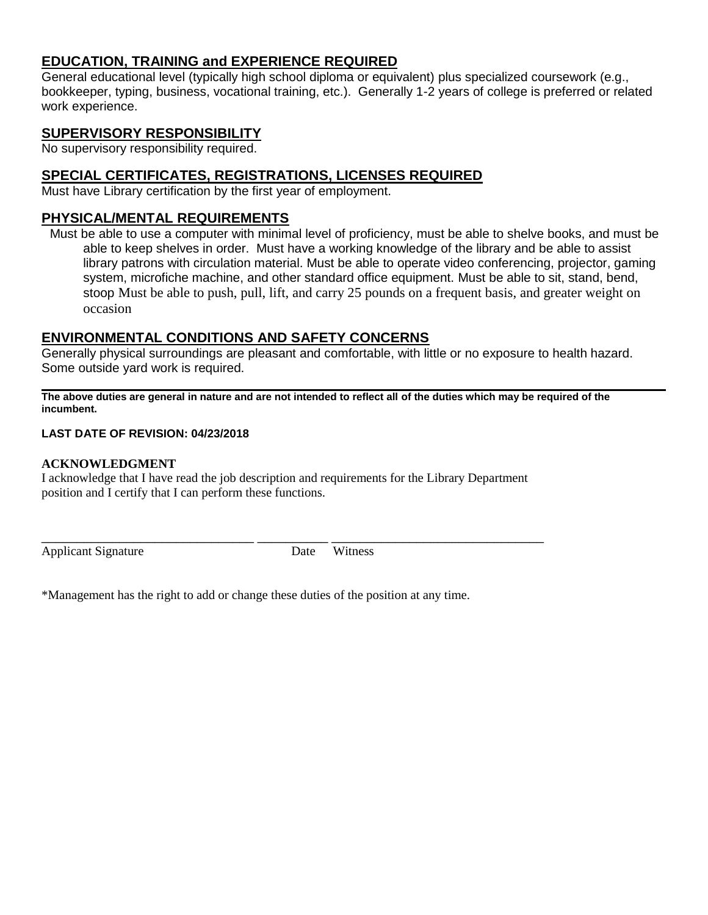## EDUCATION, TRAINING and EXPERIENCE REQUIRED

General educational level (typically high school diploma or equivalent) plus specialized coursework (e.g., bookkeeper, typing, business, vocational training, etc.). Generally 1-2 years of college is preferred or related work experience.

## SUPERVISORY RESPONSIBILITY

No supervisory responsibility required.

## SPECIAL CERTIFICATES, REGISTRATIONS, LICENSES REQUIRED

Must have Library certification by the first year of employment.

## PHYSICAL/MENTAL REQUIREMENTS

Must be able to use a computer with minimal level of proficiency, must be able to shelve books, and must be able to keep shelves in order. Must have a working knowledge of the library and be able to assist library patrons with circulation material. Must be able to operate video conferencing, projector, gaming system, microfiche machine, and other standard office equipment. Must be able to sit, stand, bend, stoop Must be able to push, pull, lift, and carry 25 pounds on a frequent basis, and greater weight on occasion

## ENVIRONMENTAL CONDITIONS AND SAFETY CONCERNS

Generally physical surroundings are pleasant and comfortable, with little or no exposure to health hazard. Some outside yard work is required.

---

**The above duties are general in nature and are not intended to reflect all of the duties which may be required of the incumbent.**

**LAST DATE OF REVISION: 04/23/2018**

**ACKNOWLEDGMENT**

I acknowledge that I have read the job description and requirements for the Library Department position and I certify that I can perform these functions.

_______________________________ __________ _______________________________

Applicant Signature Date Witness

*Management has the right to add or change these duties of the position at any time.